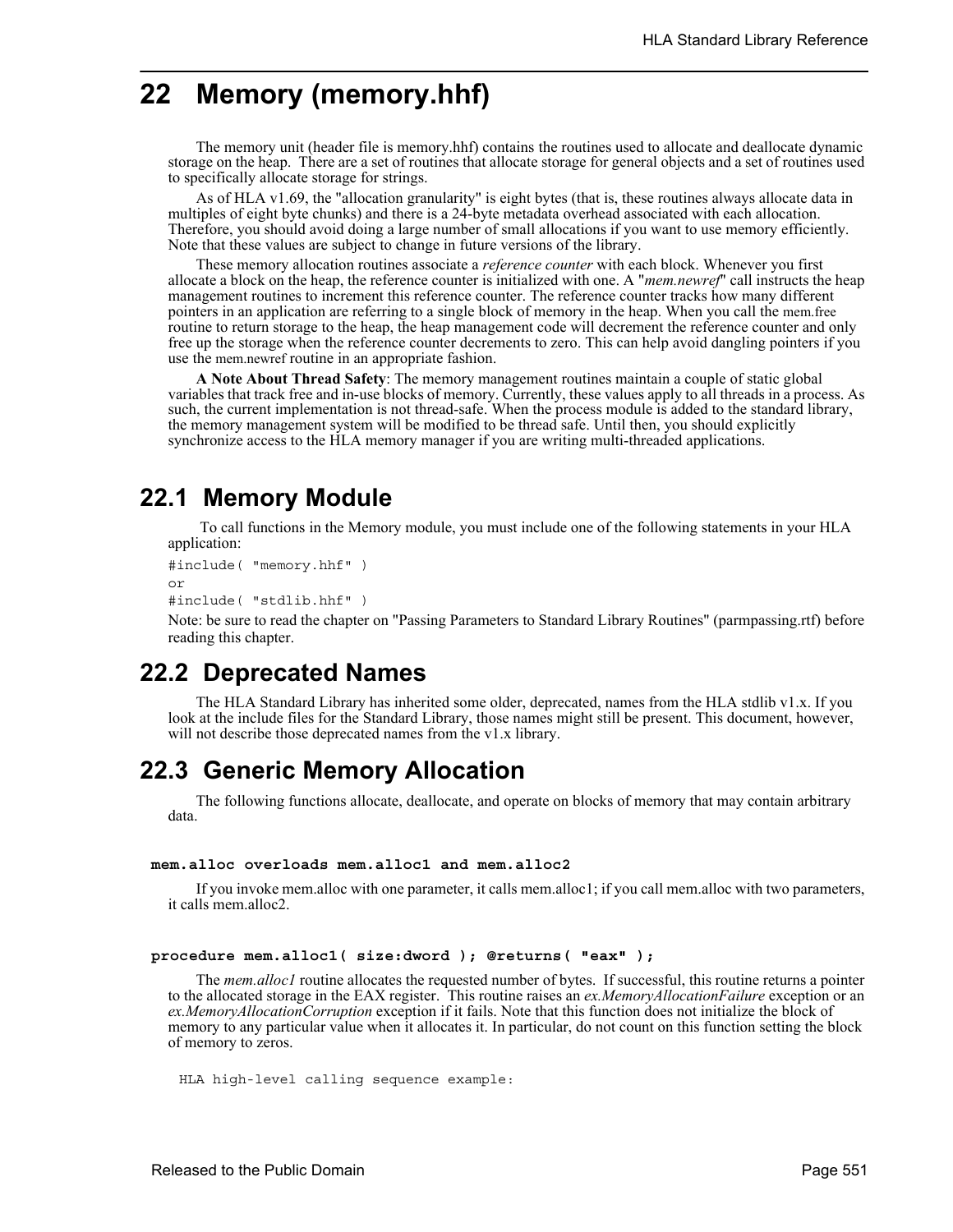# 22 Memory (memory.hhf)

The memory unit (header file is memory.hhf) contains the routines used to allocate and deallocate dynamic storage on the heap. There are a set of routines that allocate storage for general objects and a set of routines used to specifically allocate storage for strings.

As of HLA v1.69, the "allocation granularity" is eight bytes (that is, these routines always allocate data in multiples of eight byte chunks) and there is a 24-byte metadata overhead associated with each allocation. Therefore, you should avoid doing a large number of small allocations if you want to use memory efficiently. Note that these values are subject to change in future versions of the library.

These memory allocation routines associate a *reference counter* with each block. Whenever you first allocate a block on the heap, the reference counter is initialized with one. A "*mem.newref*" call instructs the heap management routines to increment this reference counter. The reference counter tracks how many different pointers in an application are referring to a single block of memory in the heap. When you call the mem.free routine to return storage to the heap, the heap management code will decrement the reference counter and only free up the storage when the reference counter decrements to zero. This can help avoid dangling pointers if you use the mem.newref routine in an appropriate fashion.

**A Note About Thread Safety**: The memory management routines maintain a couple of static global variables that track free and in-use blocks of memory. Currently, these values apply to all threads in a process. As such, the current implementation is not thread-safe. When the process module is added to the standard library, the memory management system will be modified to be thread safe. Until then, you should explicitly synchronize access to the HLA memory manager if you are writing multi-threaded applications.

## 22.1 Memory Module

To call functions in the Memory module, you must include one of the following statements in your HLA application:

```
#include( "memory.hhf" )
or
#include( "stdlib.hhf" )
```

Note: be sure to read the chapter on "Passing Parameters to Standard Library Routines" (parmpassing.rtf) before reading this chapter.

## 22.2 Deprecated Names

The HLA Standard Library has inherited some older, deprecated, names from the HLA stdlib v1.x. If you look at the include files for the Standard Library, those names might still be present. This document, however, will not describe those deprecated names from the v1.x library.

## 22.3 Generic Memory Allocation

The following functions allocate, deallocate, and operate on blocks of memory that may contain arbitrary data.

**mem.alloc overloads mem.alloc1 and mem.alloc2**

If you invoke mem.alloc with one parameter, it calls mem.alloc1; if you call mem.alloc with two parameters, it calls mem.alloc2.

**procedure mem.alloc1( size:dword ); @returns( "eax" );**

The *mem.alloc1* routine allocates the requested number of bytes. If successful, this routine returns a pointer to the allocated storage in the EAX register. This routine raises an *ex.MemoryAllocationFailure* exception or an *ex.MemoryAllocationCorruption* exception if it fails. Note that this function does not initialize the block of memory to any particular value when it allocates it. In particular, do not count on this function setting the block of memory to zeros.

```
HLA high-level calling sequence example:
```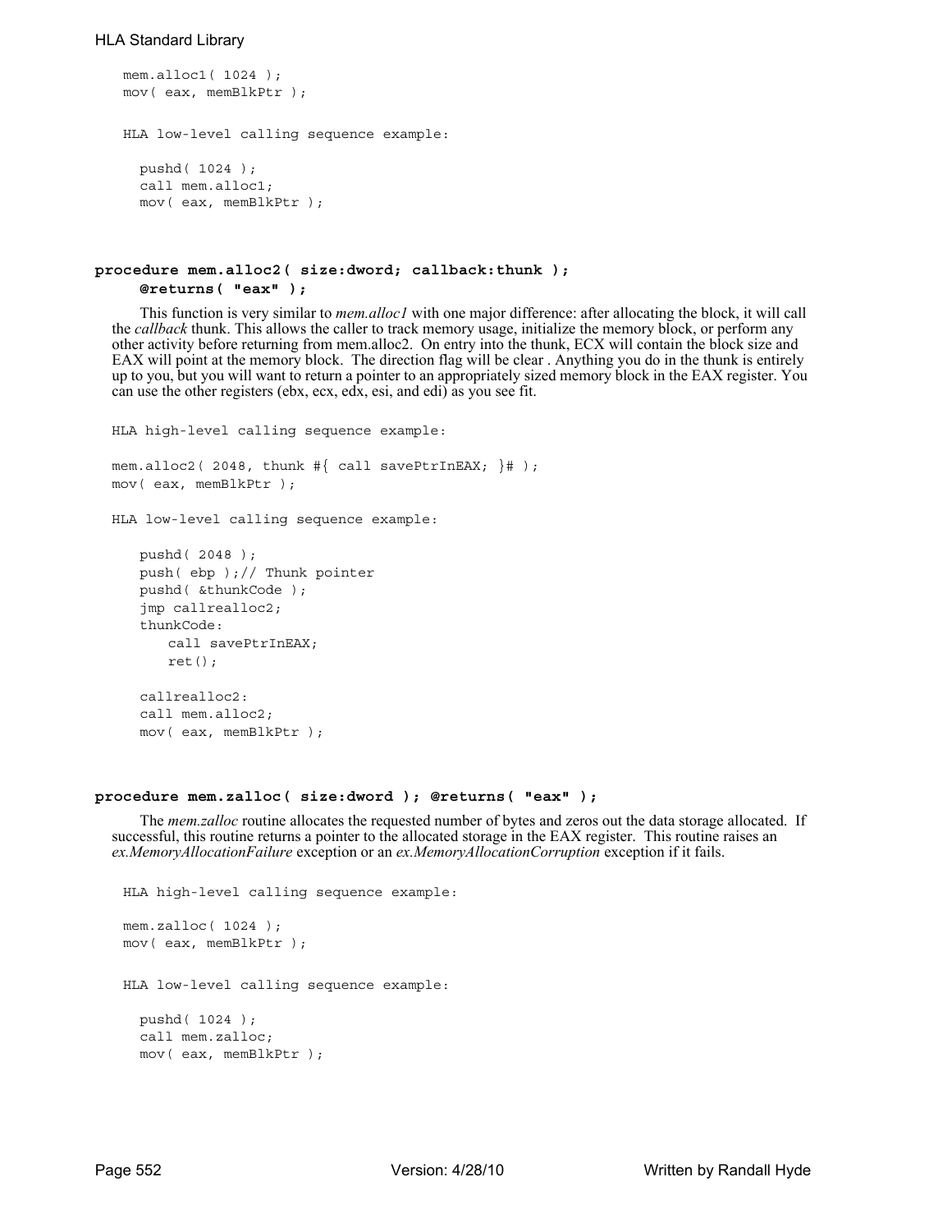```
mem.alloc1( 1024 );
mov( eax, memBlkPtr );
```

HLA low-level calling sequence example:

```
pushd( 1024 );
call mem.alloc1;
mov( eax, memBlkPtr );
```

**procedure mem.alloc2( size:dword; callback:thunk );**
**@returns( "eax" );**

This function is very similar to *mem.alloc1* with one major difference: after allocating the block, it will call the *callback* thunk. This allows the caller to track memory usage, initialize the memory block, or perform any other activity before returning from mem.alloc2. On entry into the thunk, ECX will contain the block size and EAX will point at the memory block. The direction flag will be clear . Anything you do in the thunk is entirely up to you, but you will want to return a pointer to an appropriately sized memory block in the EAX register. You can use the other registers (ebx, ecx, edx, esi, and edi) as you see fit.

HLA high-level calling sequence example:

```
mem.alloc2( 2048, thunk #{ call savePtrInEAX; }# );
mov( eax, memBlkPtr );
```

HLA low-level calling sequence example:

```
pushd( 2048 );
push( ebp );// Thunk pointer
pushd( &thunkCode );
jmp callrealloc2;
thunkCode:
    call savePtrInEAX;
    ret();

callrealloc2:
call mem.alloc2;
mov( eax, memBlkPtr );
```

**procedure mem.zalloc( size:dword ); @returns( "eax" );**

The *mem.zalloc* routine allocates the requested number of bytes and zeros out the data storage allocated. If successful, this routine returns a pointer to the allocated storage in the EAX register. This routine raises an *ex.MemoryAllocationFailure* exception or an *ex.MemoryAllocationCorruption* exception if it fails.

HLA high-level calling sequence example:

```
mem.zalloc( 1024 );
mov( eax, memBlkPtr );
```

HLA low-level calling sequence example:

```
pushd( 1024 );
call mem.zalloc;
mov( eax, memBlkPtr );
```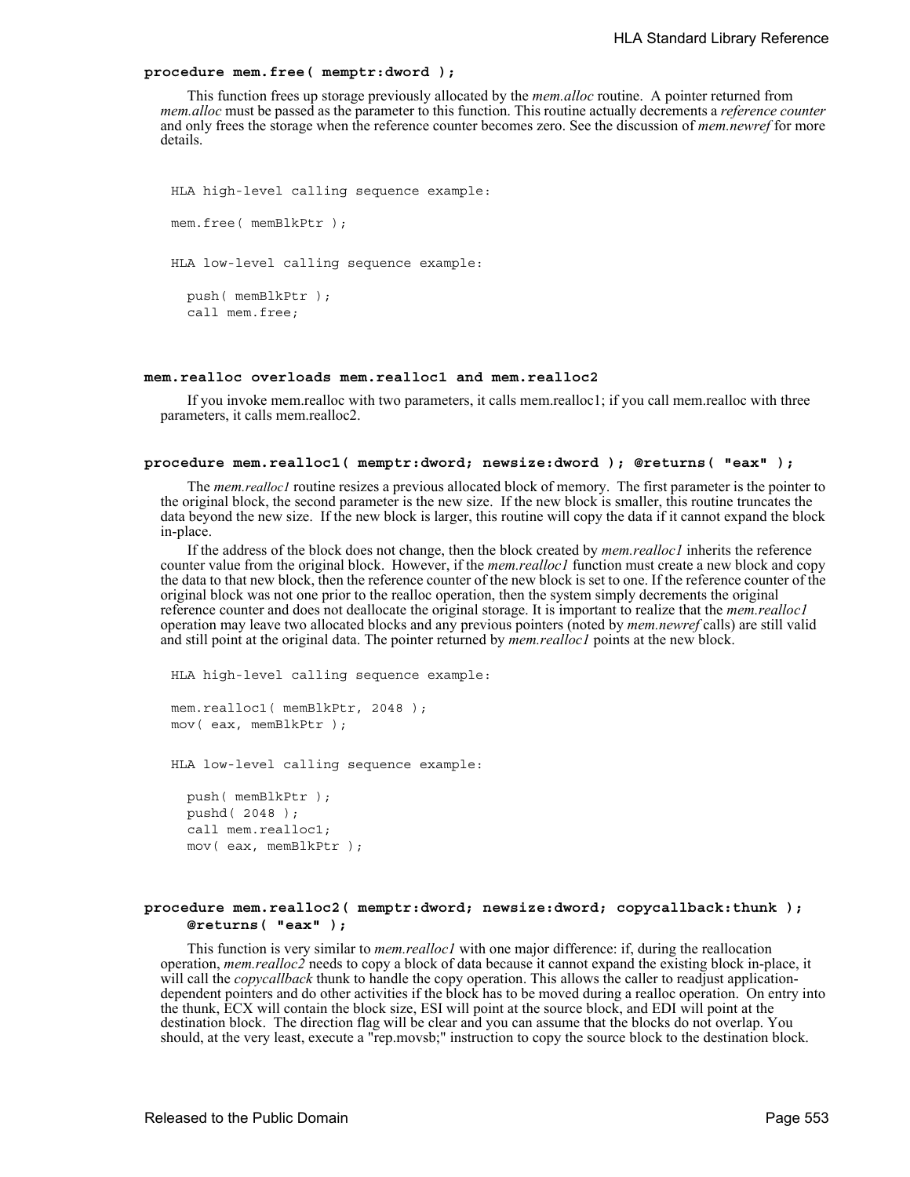#### procedure mem.free( memptr:dword );

This function frees up storage previously allocated by the *mem.alloc* routine. A pointer returned from *mem.alloc* must be passed as the parameter to this function. This routine actually decrements a *reference counter* and only frees the storage when the reference counter becomes zero. See the discussion of *mem.newref* for more details.

```
HLA high-level calling sequence example:

mem.free( memBlkPtr );


HLA low-level calling sequence example:

  push( memBlkPtr );
  call mem.free;
```

#### mem.realloc overloads mem.realloc1 and mem.realloc2

If you invoke mem.realloc with two parameters, it calls mem.realloc1; if you call mem.realloc with three parameters, it calls mem.realloc2.

#### procedure mem.realloc1( memptr:dword; newsize:dword ); @returns( "eax" );

The *mem.realloc1* routine resizes a previous allocated block of memory. The first parameter is the pointer to the original block, the second parameter is the new size. If the new block is smaller, this routine truncates the data beyond the new size. If the new block is larger, this routine will copy the data if it cannot expand the block in-place.

If the address of the block does not change, then the block created by *mem.realloc1* inherits the reference counter value from the original block. However, if the *mem.realloc1* function must create a new block and copy the data to that new block, then the reference counter of the new block is set to one. If the reference counter of the original block was not one prior to the realloc operation, then the system simply decrements the original reference counter and does not deallocate the original storage. It is important to realize that the *mem.realloc1* operation may leave two allocated blocks and any previous pointers (noted by *mem.newref* calls) are still valid and still point at the original data. The pointer returned by *mem.realloc1* points at the new block.

```
HLA high-level calling sequence example:

mem.realloc1( memBlkPtr, 2048 );
mov( eax, memBlkPtr );


HLA low-level calling sequence example:

  push( memBlkPtr );
  pushd( 2048 );
  call mem.realloc1;
  mov( eax, memBlkPtr );
```

#### procedure mem.realloc2( memptr:dword; newsize:dword; copycallback:thunk ); @returns( "eax" );

This function is very similar to *mem.realloc1* with one major difference: if, during the reallocation operation, *mem.realloc2* needs to copy a block of data because it cannot expand the existing block in-place, it will call the *copycallback* thunk to handle the copy operation. This allows the caller to readjust application-dependent pointers and do other activities if the block has to be moved during a realloc operation. On entry into the thunk, ECX will contain the block size, ESI will point at the source block, and EDI will point at the destination block. The direction flag will be clear and you can assume that the blocks do not overlap. You should, at the very least, execute a "rep.movsb;" instruction to copy the source block to the destination block.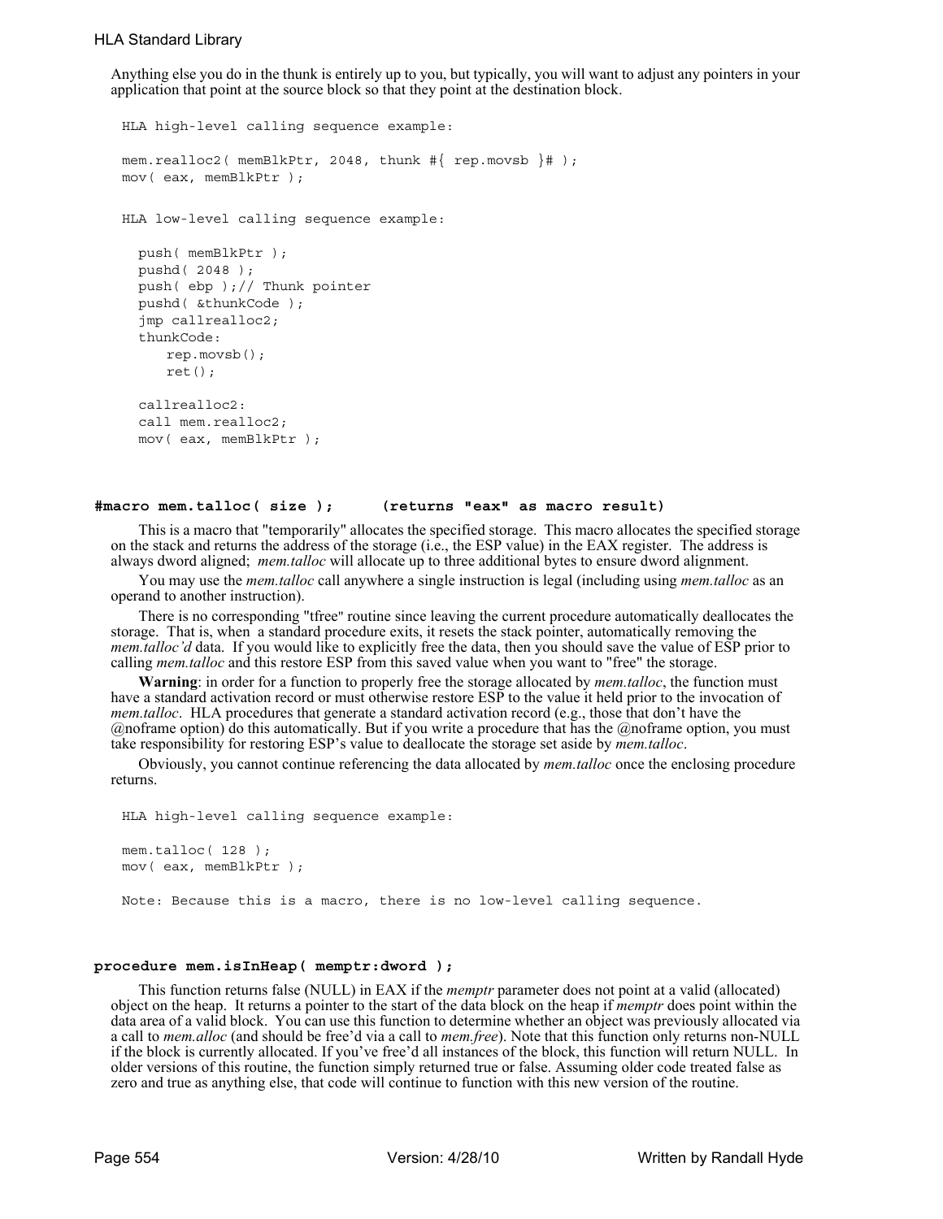Anything else you do in the thunk is entirely up to you, but typically, you will want to adjust any pointers in your application that point at the source block so that they point at the destination block.

```
HLA high-level calling sequence example:

mem.realloc2( memBlkPtr, 2048, thunk #{ rep.movsb }# );
mov( eax, memBlkPtr );


HLA low-level calling sequence example:

  push( memBlkPtr );
  pushd( 2048 );
  push( ebp );// Thunk pointer
  pushd( &thunkCode );
  jmp callrealloc2;
  thunkCode:
      rep.movsb();
      ret();

  callrealloc2:
  call mem.realloc2;
  mov( eax, memBlkPtr );
```

### #macro mem.talloc( size );      (returns "eax" as macro result)

This is a macro that "temporarily" allocates the specified storage. This macro allocates the specified storage on the stack and returns the address of the storage (i.e., the ESP value) in the EAX register. The address is always dword aligned; *mem.talloc* will allocate up to three additional bytes to ensure dword alignment.

You may use the *mem.talloc* call anywhere a single instruction is legal (including using *mem.talloc* as an operand to another instruction).

There is no corresponding "tfree" routine since leaving the current procedure automatically deallocates the storage. That is, when a standard procedure exits, it resets the stack pointer, automatically removing the *mem.talloc'd* data. If you would like to explicitly free the data, then you should save the value of ESP prior to calling *mem.talloc* and this restore ESP from this saved value when you want to "free" the storage.

**Warning**: in order for a function to properly free the storage allocated by *mem.talloc*, the function must have a standard activation record or must otherwise restore ESP to the value it held prior to the invocation of *mem.talloc*. HLA procedures that generate a standard activation record (e.g., those that don't have the @noframe option) do this automatically. But if you write a procedure that has the @noframe option, you must take responsibility for restoring ESP's value to deallocate the storage set aside by *mem.talloc*.

Obviously, you cannot continue referencing the data allocated by *mem.talloc* once the enclosing procedure returns.

```
HLA high-level calling sequence example:

mem.talloc( 128 );
mov( eax, memBlkPtr );

Note: Because this is a macro, there is no low-level calling sequence.
```

### procedure mem.isInHeap( memptr:dword );

This function returns false (NULL) in EAX if the *memptr* parameter does not point at a valid (allocated) object on the heap. It returns a pointer to the start of the data block on the heap if *memptr* does point within the data area of a valid block. You can use this function to determine whether an object was previously allocated via a call to *mem.alloc* (and should be free'd via a call to *mem.free*). Note that this function only returns non-NULL if the block is currently allocated. If you've free'd all instances of the block, this function will return NULL. In older versions of this routine, the function simply returned true or false. Assuming older code treated false as zero and true as anything else, that code will continue to function with this new version of the routine.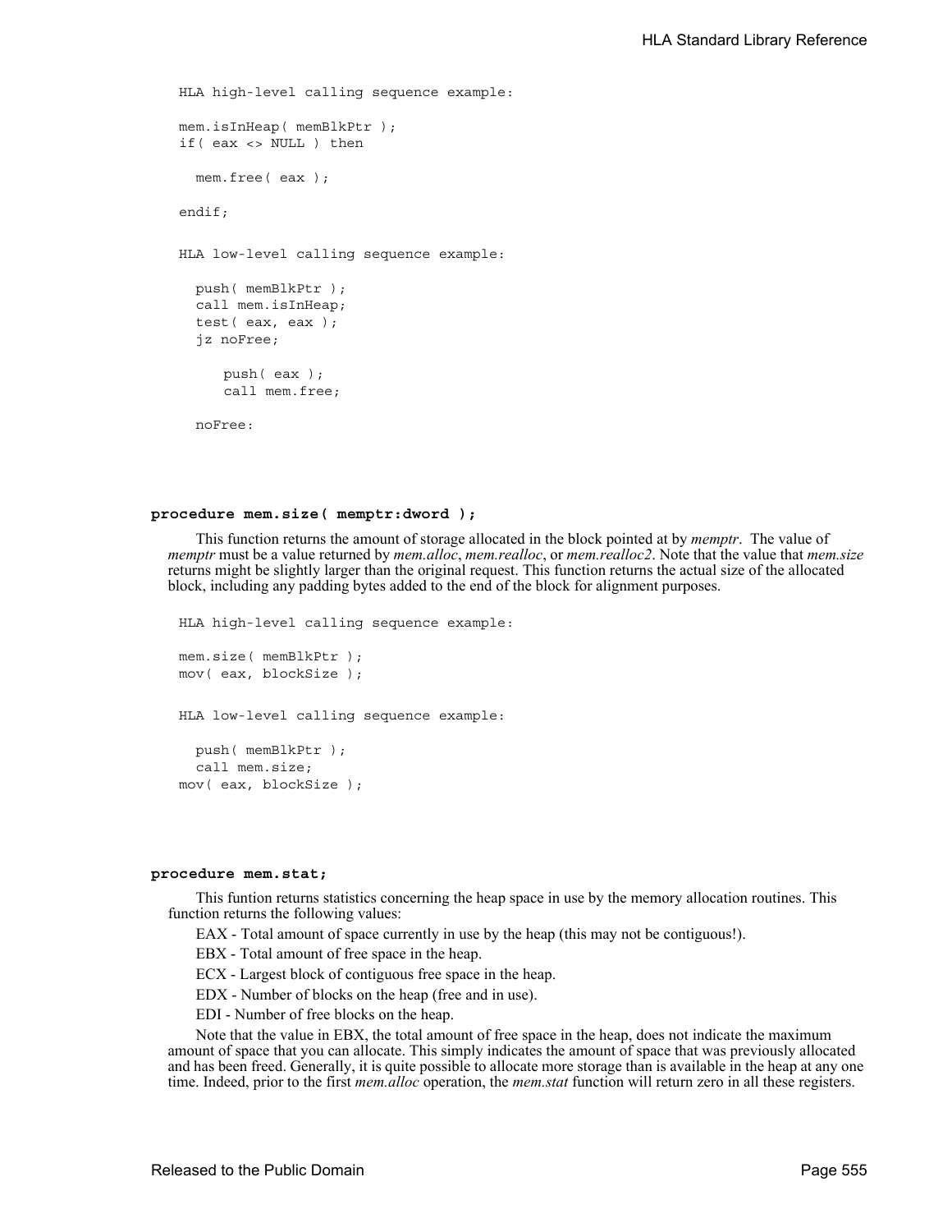```
HLA high-level calling sequence example:

mem.isInHeap( memBlkPtr );
if( eax <> NULL ) then

  mem.free( eax );

endif;


HLA low-level calling sequence example:

  push( memBlkPtr );
  call mem.isInHeap;
  test( eax, eax );
  jz noFree;

      push( eax );
      call mem.free;

  noFree:
```

**procedure mem.size( memptr:dword );**

This function returns the amount of storage allocated in the block pointed at by *memptr*. The value of *memptr* must be a value returned by *mem.alloc*, *mem.realloc*, or *mem.realloc2*. Note that the value that *mem.size* returns might be slightly larger than the original request. This function returns the actual size of the allocated block, including any padding bytes added to the end of the block for alignment purposes.

```
HLA high-level calling sequence example:

mem.size( memBlkPtr );
mov( eax, blockSize );


HLA low-level calling sequence example:

  push( memBlkPtr );
  call mem.size;
mov( eax, blockSize );
```

**procedure mem.stat;**

This funtion returns statistics concerning the heap space in use by the memory allocation routines. This function returns the following values:

EAX - Total amount of space currently in use by the heap (this may not be contiguous!).

EBX - Total amount of free space in the heap.

ECX - Largest block of contiguous free space in the heap.

EDX - Number of blocks on the heap (free and in use).

EDI - Number of free blocks on the heap.

Note that the value in EBX, the total amount of free space in the heap, does not indicate the maximum amount of space that you can allocate. This simply indicates the amount of space that was previously allocated and has been freed. Generally, it is quite possible to allocate more storage than is available in the heap at any one time. Indeed, prior to the first *mem.alloc* operation, the *mem.stat* function will return zero in all these registers.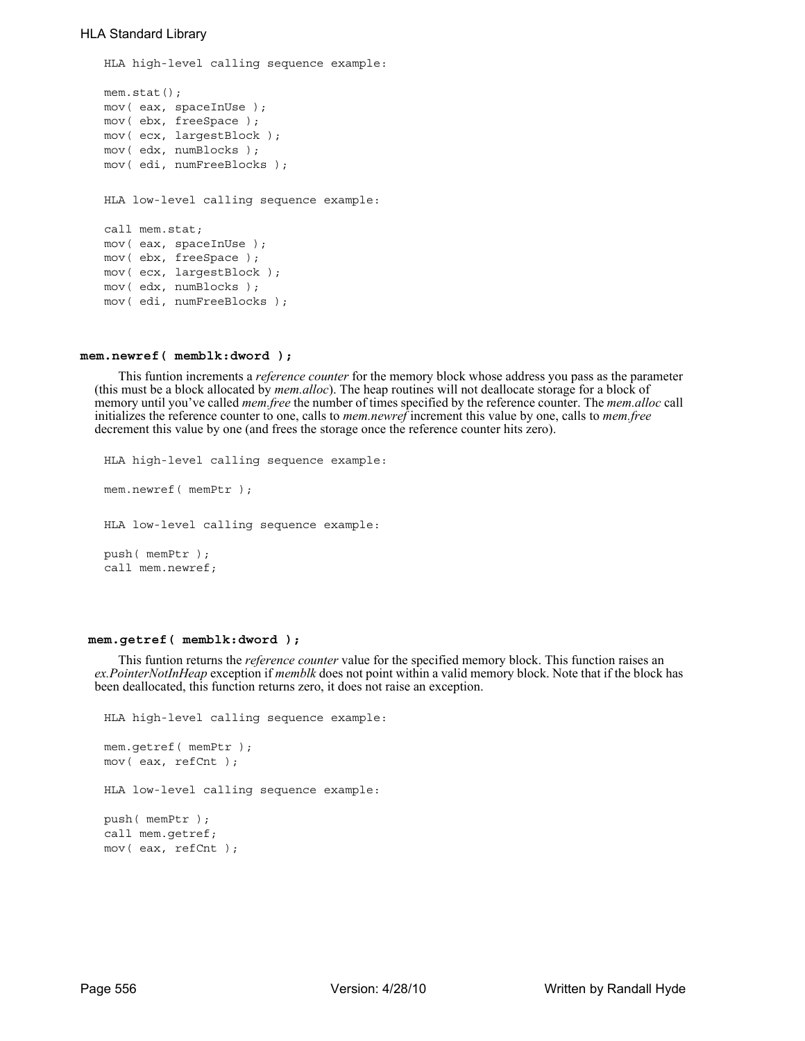```
HLA high-level calling sequence example:

mem.stat();
mov( eax, spaceInUse );
mov( ebx, freeSpace );
mov( ecx, largestBlock );
mov( edx, numBlocks );
mov( edi, numFreeBlocks );


HLA low-level calling sequence example:

call mem.stat;
mov( eax, spaceInUse );
mov( ebx, freeSpace );
mov( ecx, largestBlock );
mov( edx, numBlocks );
mov( edi, numFreeBlocks );
```

**mem.newref( memblk:dword );**

This funtion increments a *reference counter* for the memory block whose address you pass as the parameter (this must be a block allocated by *mem.alloc*). The heap routines will not deallocate storage for a block of memory until you've called *mem.free* the number of times specified by the reference counter. The *mem.alloc* call initializes the reference counter to one, calls to *mem.newref* increment this value by one, calls to *mem.free* decrement this value by one (and frees the storage once the reference counter hits zero).

```
HLA high-level calling sequence example:

mem.newref( memPtr );


HLA low-level calling sequence example:

push( memPtr );
call mem.newref;
```

**mem.getref( memblk:dword );**

This funtion returns the *reference counter* value for the specified memory block. This function raises an *ex.PointerNotInHeap* exception if *memblk* does not point within a valid memory block. Note that if the block has been deallocated, this function returns zero, it does not raise an exception.

```
HLA high-level calling sequence example:

mem.getref( memPtr );
mov( eax, refCnt );

HLA low-level calling sequence example:

push( memPtr );
call mem.getref;
mov( eax, refCnt );
```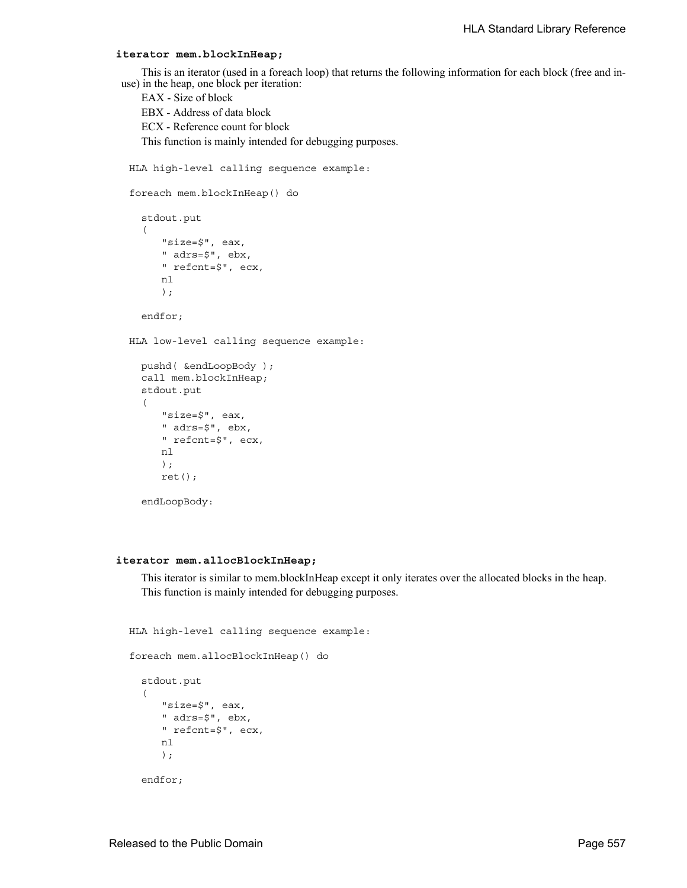**iterator mem.blockInHeap;**

This is an iterator (used in a foreach loop) that returns the following information for each block (free and in-use) in the heap, one block per iteration:

EAX - Size of block

EBX - Address of data block

ECX - Reference count for block

This function is mainly intended for debugging purposes.

```
HLA high-level calling sequence example:

foreach mem.blockInHeap() do

  stdout.put
  (
     "size=$", eax,
     " adrs=$", ebx,
     " refcnt=$", ecx,
     nl
     );

  endfor;

HLA low-level calling sequence example:

  pushd( &endLoopBody );
  call mem.blockInHeap;
  stdout.put
  (
     "size=$", eax,
     " adrs=$", ebx,
     " refcnt=$", ecx,
     nl
     );
     ret();

  endLoopBody:
```

**iterator mem.allocBlockInHeap;**

This iterator is similar to mem.blockInHeap except it only iterates over the allocated blocks in the heap. This function is mainly intended for debugging purposes.

```
HLA high-level calling sequence example:

foreach mem.allocBlockInHeap() do

  stdout.put
  (
     "size=$", eax,
     " adrs=$", ebx,
     " refcnt=$", ecx,
     nl
     );

  endfor;
```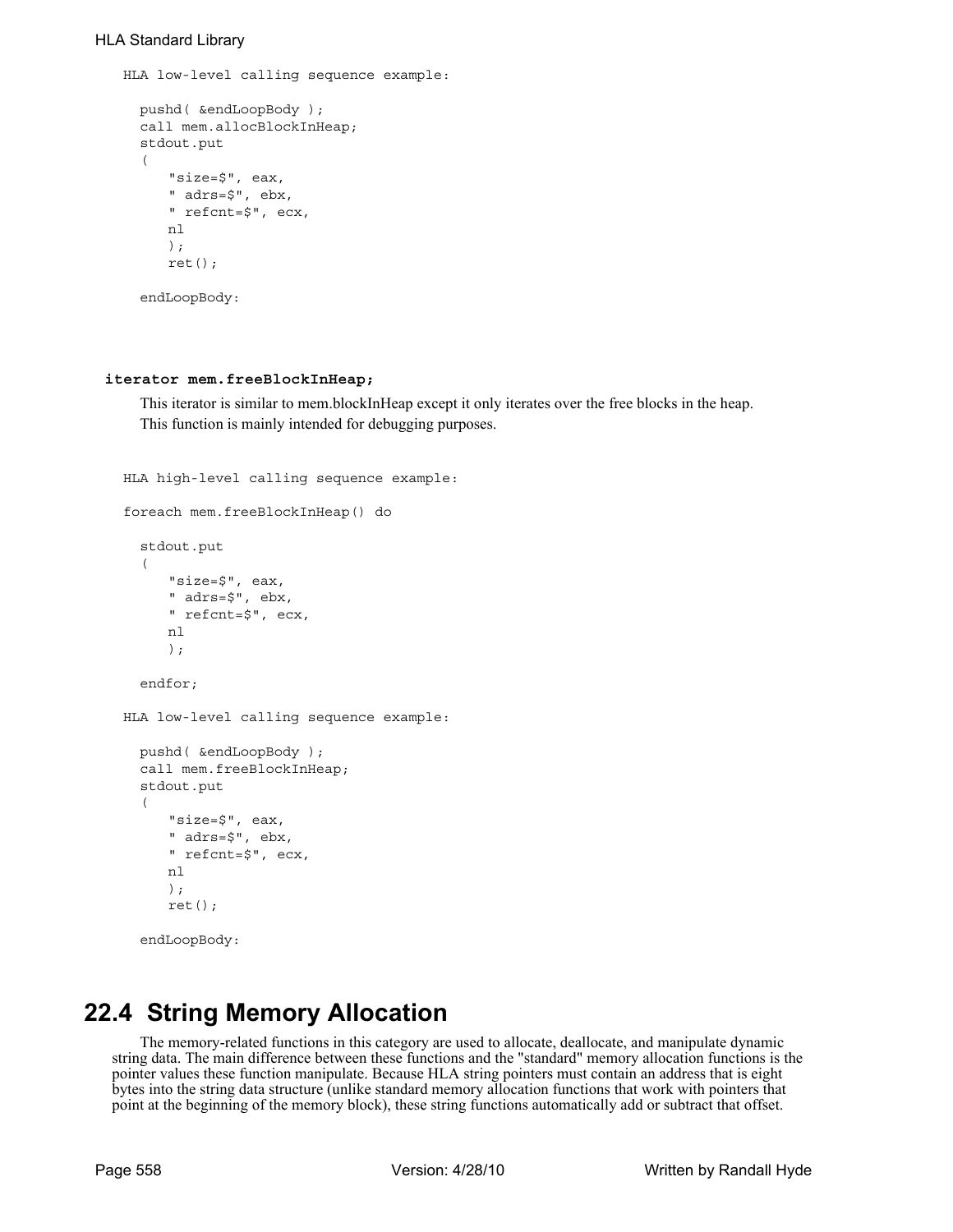```
HLA low-level calling sequence example:

  pushd( &endLoopBody );
  call mem.allocBlockInHeap;
  stdout.put
  (
     "size=$", eax,
     " adrs=$", ebx,
     " refcnt=$", ecx,
     nl
     );
     ret();

  endLoopBody:
```

**iterator mem.freeBlockInHeap;**

This iterator is similar to mem.blockInHeap except it only iterates over the free blocks in the heap. This function is mainly intended for debugging purposes.

```
HLA high-level calling sequence example:

foreach mem.freeBlockInHeap() do

  stdout.put
  (
     "size=$", eax,
     " adrs=$", ebx,
     " refcnt=$", ecx,
     nl
     );

  endfor;

HLA low-level calling sequence example:

  pushd( &endLoopBody );
  call mem.freeBlockInHeap;
  stdout.put
  (
     "size=$", eax,
     " adrs=$", ebx,
     " refcnt=$", ecx,
     nl
     );
     ret();

  endLoopBody:
```

## 22.4 String Memory Allocation

The memory-related functions in this category are used to allocate, deallocate, and manipulate dynamic string data. The main difference between these functions and the "standard" memory allocation functions is the pointer values these function manipulate. Because HLA string pointers must contain an address that is eight bytes into the string data structure (unlike standard memory allocation functions that work with pointers that point at the beginning of the memory block), these string functions automatically add or subtract that offset.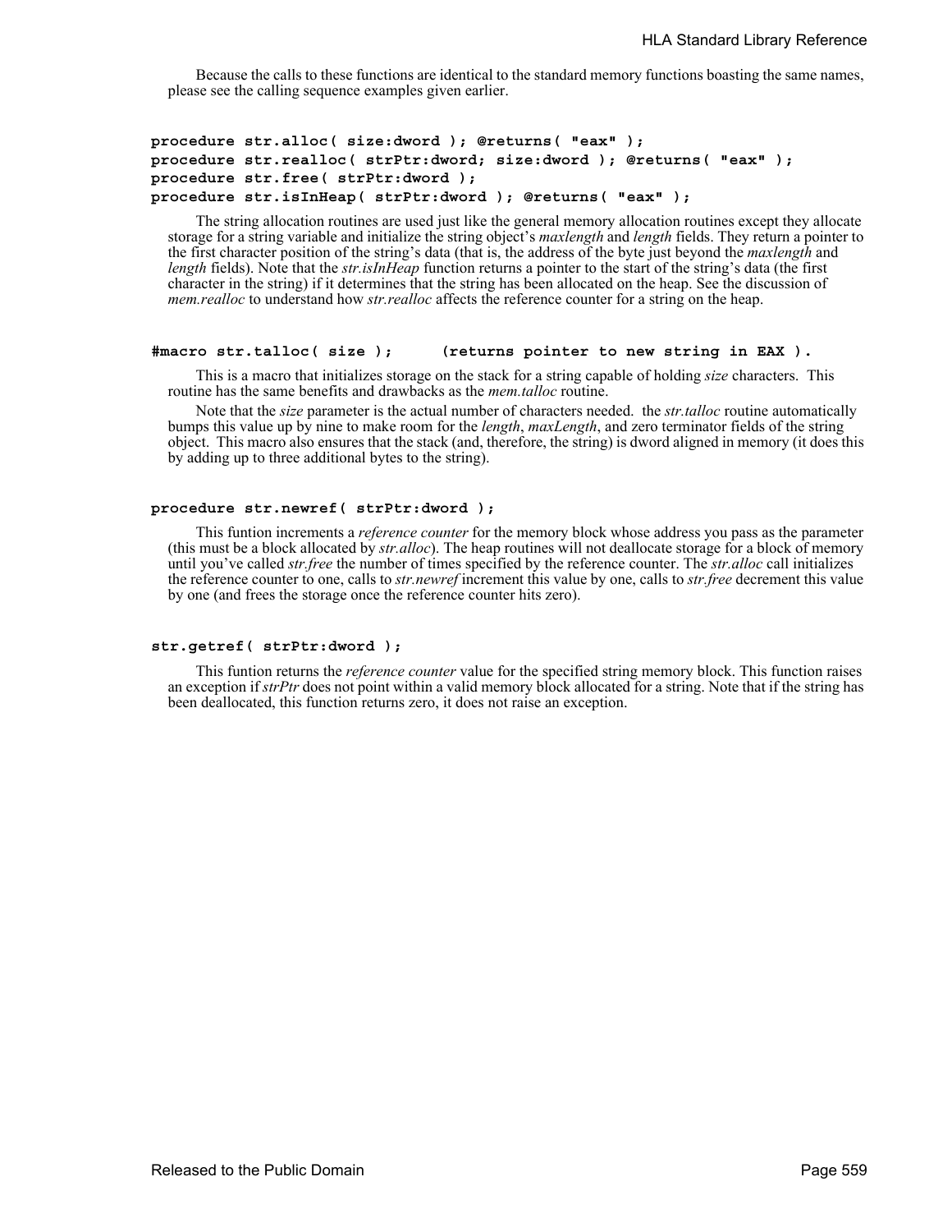Because the calls to these functions are identical to the standard memory functions boasting the same names, please see the calling sequence examples given earlier.

```
procedure str.alloc( size:dword ); @returns( "eax" );
procedure str.realloc( strPtr:dword; size:dword ); @returns( "eax" );
procedure str.free( strPtr:dword );
procedure str.isInHeap( strPtr:dword ); @returns( "eax" );
```

The string allocation routines are used just like the general memory allocation routines except they allocate storage for a string variable and initialize the string object's *maxlength* and *length* fields. They return a pointer to the first character position of the string's data (that is, the address of the byte just beyond the *maxlength* and *length* fields). Note that the *str.isInHeap* function returns a pointer to the start of the string's data (the first character in the string) if it determines that the string has been allocated on the heap. See the discussion of *mem.realloc* to understand how *str.realloc* affects the reference counter for a string on the heap.

```
#macro str.talloc( size );      (returns pointer to new string in EAX ).
```

This is a macro that initializes storage on the stack for a string capable of holding *size* characters. This routine has the same benefits and drawbacks as the *mem.talloc* routine.

Note that the *size* parameter is the actual number of characters needed. the *str.talloc* routine automatically bumps this value up by nine to make room for the *length*, *maxLength*, and zero terminator fields of the string object. This macro also ensures that the stack (and, therefore, the string) is dword aligned in memory (it does this by adding up to three additional bytes to the string).

```
procedure str.newref( strPtr:dword );
```

This funtion increments a *reference counter* for the memory block whose address you pass as the parameter (this must be a block allocated by *str.alloc*). The heap routines will not deallocate storage for a block of memory until you've called *str.free* the number of times specified by the reference counter. The *str.alloc* call initializes the reference counter to one, calls to *str.newref* increment this value by one, calls to *str.free* decrement this value by one (and frees the storage once the reference counter hits zero).

```
str.getref( strPtr:dword );
```

This funtion returns the *reference counter* value for the specified string memory block. This function raises an exception if *strPtr* does not point within a valid memory block allocated for a string. Note that if the string has been deallocated, this function returns zero, it does not raise an exception.